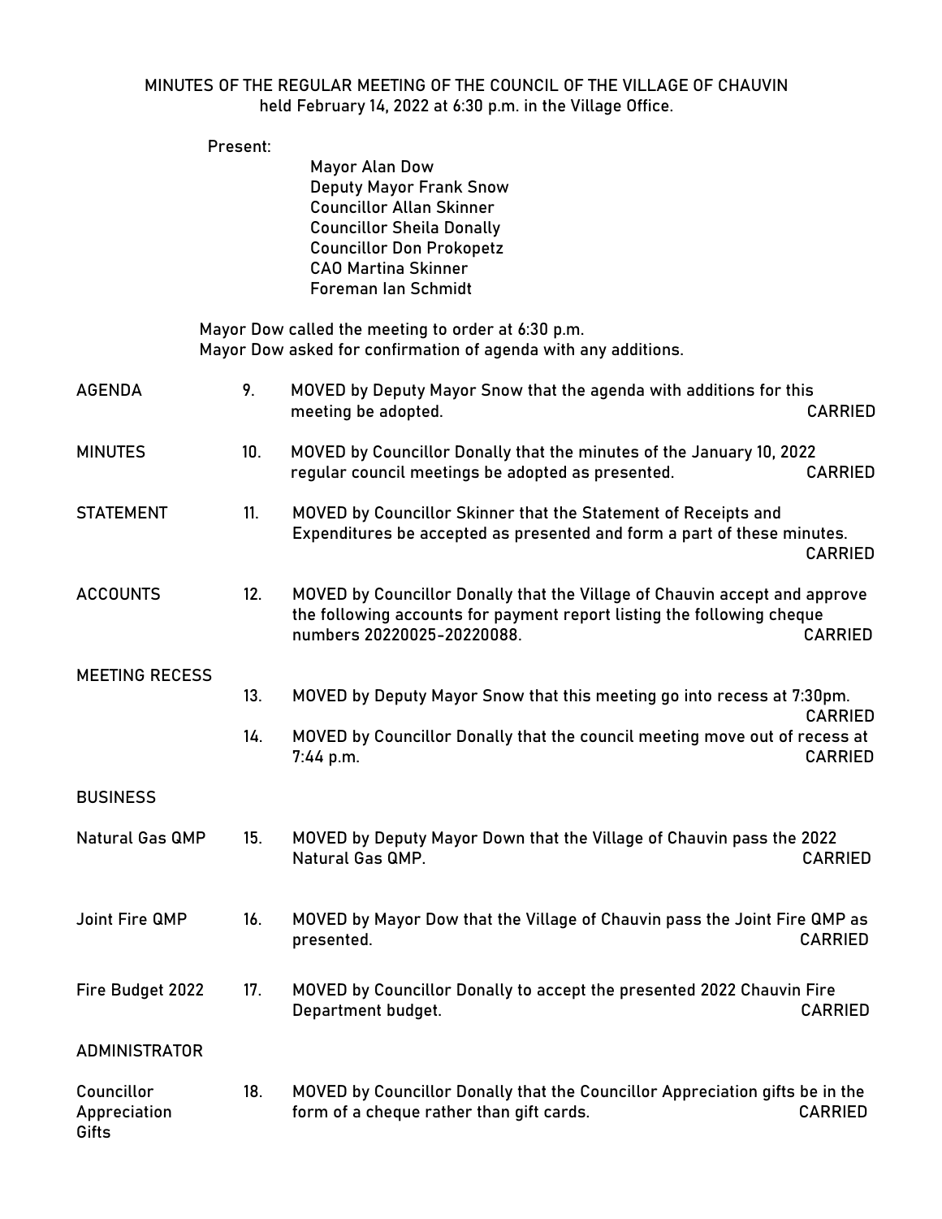MINUTES OF THE REGULAR MEETING OF THE COUNCIL OF THE VILLAGE OF CHAUVIN
held February 14, 2022 at 6:30 p.m. in the Village Office.

Present:

Mayor Alan Dow
Deputy Mayor Frank Snow
Councillor Allan Skinner
Councillor Sheila Donally
Councillor Don Prokopetz
CAO Martina Skinner
Foreman Ian Schmidt

Mayor Dow called the meeting to order at 6:30 p.m.
Mayor Dow asked for confirmation of agenda with any additions.

| | | | |
|---|---|---|---|
| AGENDA | 9. | MOVED by Deputy Mayor Snow that the agenda with additions for this meeting be adopted. | CARRIED |
| MINUTES | 10. | MOVED by Councillor Donally that the minutes of the January 10, 2022 regular council meetings be adopted as presented. | CARRIED |
| STATEMENT | 11. | MOVED by Councillor Skinner that the Statement of Receipts and Expenditures be accepted as presented and form a part of these minutes. | CARRIED |
| ACCOUNTS | 12. | MOVED by Councillor Donally that the Village of Chauvin accept and approve the following accounts for payment report listing the following cheque numbers 20220025-20220088. | CARRIED |
| MEETING RECESS | 13. | MOVED by Deputy Mayor Snow that this meeting go into recess at 7:30pm. | CARRIED |
| | 14. | MOVED by Councillor Donally that the council meeting move out of recess at 7:44 p.m. | CARRIED |
| BUSINESS | | | |
| Natural Gas QMP | 15. | MOVED by Deputy Mayor Down that the Village of Chauvin pass the 2022 Natural Gas QMP. | CARRIED |
| Joint Fire QMP | 16. | MOVED by Mayor Dow that the Village of Chauvin pass the Joint Fire QMP as presented. | CARRIED |
| Fire Budget 2022 | 17. | MOVED by Councillor Donally to accept the presented 2022 Chauvin Fire Department budget. | CARRIED |
| ADMINISTRATOR | | | |
| Councillor Appreciation Gifts | 18. | MOVED by Councillor Donally that the Councillor Appreciation gifts be in the form of a cheque rather than gift cards. | CARRIED |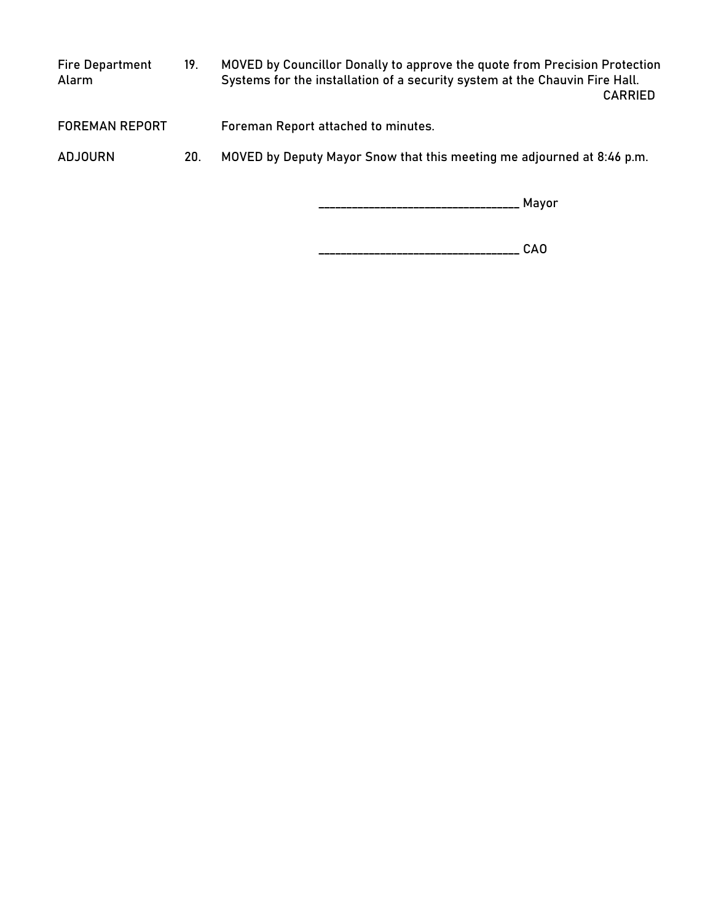| | | |
|---|---|---|
| Fire Department Alarm | 19. | MOVED by Councillor Donally to approve the quote from Precision Protection Systems for the installation of a security system at the Chauvin Fire Hall. CARRIED |
| FOREMAN REPORT | | Foreman Report attached to minutes. |
| ADJOURN | 20. | MOVED by Deputy Mayor Snow that this meeting me adjourned at 8:46 p.m. |

_________________________________ Mayor

_________________________________ CAO